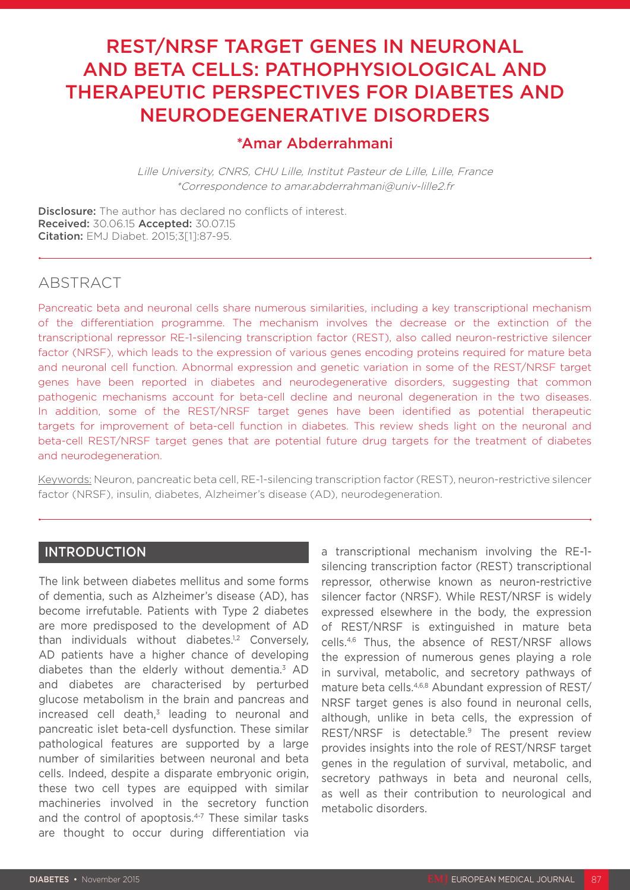# REST/NRSF TARGET GENES IN NEURONAL AND BETA CELLS: PATHOPHYSIOLOGICAL AND THERAPEUTIC PERSPECTIVES FOR DIABETES AND NEURODEGENERATIVE DISORDERS

## *Amar Abderrahmani

*Lille University, CNRS, CHU Lille, Institut Pasteur de Lille, Lille, France*
*\*Correspondence to amar.abderrahmani@univ-lille2.fr*

**Disclosure:** The author has declared no conflicts of interest.
**Received:** 30.06.15 **Accepted:** 30.07.15
**Citation:** EMJ Diabet. 2015;3[1]:87-95.

## ABSTRACT

Pancreatic beta and neuronal cells share numerous similarities, including a key transcriptional mechanism of the differentiation programme. The mechanism involves the decrease or the extinction of the transcriptional repressor RE-1-silencing transcription factor (REST), also called neuron-restrictive silencer factor (NRSF), which leads to the expression of various genes encoding proteins required for mature beta and neuronal cell function. Abnormal expression and genetic variation in some of the REST/NRSF target genes have been reported in diabetes and neurodegenerative disorders, suggesting that common pathogenic mechanisms account for beta-cell decline and neuronal degeneration in the two diseases. In addition, some of the REST/NRSF target genes have been identified as potential therapeutic targets for improvement of beta-cell function in diabetes. This review sheds light on the neuronal and beta-cell REST/NRSF target genes that are potential future drug targets for the treatment of diabetes and neurodegeneration.

Keywords: Neuron, pancreatic beta cell, RE-1-silencing transcription factor (REST), neuron-restrictive silencer factor (NRSF), insulin, diabetes, Alzheimer's disease (AD), neurodegeneration.

## INTRODUCTION

The link between diabetes mellitus and some forms of dementia, such as Alzheimer's disease (AD), has become irrefutable. Patients with Type 2 diabetes are more predisposed to the development of AD than individuals without diabetes.[1,2] Conversely, AD patients have a higher chance of developing diabetes than the elderly without dementia.[3] AD and diabetes are characterised by perturbed glucose metabolism in the brain and pancreas and increased cell death,[3] leading to neuronal and pancreatic islet beta-cell dysfunction. These similar pathological features are supported by a large number of similarities between neuronal and beta cells. Indeed, despite a disparate embryonic origin, these two cell types are equipped with similar machineries involved in the secretory function and the control of apoptosis.[4-7] These similar tasks are thought to occur during differentiation via a transcriptional mechanism involving the RE-1-silencing transcription factor (REST) transcriptional repressor, otherwise known as neuron-restrictive silencer factor (NRSF). While REST/NRSF is widely expressed elsewhere in the body, the expression of REST/NRSF is extinguished in mature beta cells.[4,6] Thus, the absence of REST/NRSF allows the expression of numerous genes playing a role in survival, metabolic, and secretory pathways of mature beta cells.[4,6,8] Abundant expression of REST/NRSF target genes is also found in neuronal cells, although, unlike in beta cells, the expression of REST/NRSF is detectable.[9] The present review provides insights into the role of REST/NRSF target genes in the regulation of survival, metabolic, and secretory pathways in beta and neuronal cells, as well as their contribution to neurological and metabolic disorders.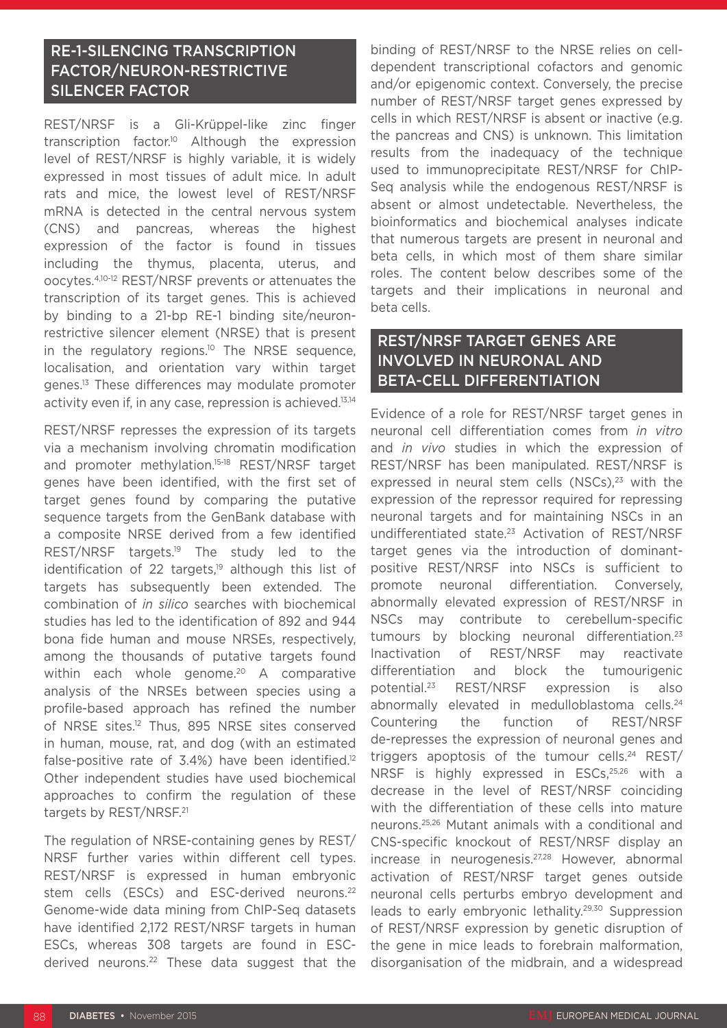## RE-1-SILENCING TRANSCRIPTION FACTOR/NEURON-RESTRICTIVE SILENCER FACTOR

REST/NRSF is a Gli-Krüppel-like zinc finger transcription factor.[10] Although the expression level of REST/NRSF is highly variable, it is widely expressed in most tissues of adult mice. In adult rats and mice, the lowest level of REST/NRSF mRNA is detected in the central nervous system (CNS) and pancreas, whereas the highest expression of the factor is found in tissues including the thymus, placenta, uterus, and oocytes.[4,10-12] REST/NRSF prevents or attenuates the transcription of its target genes. This is achieved by binding to a 21-bp RE-1 binding site/neuron-restrictive silencer element (NRSE) that is present in the regulatory regions.[10] The NRSE sequence, localisation, and orientation vary within target genes.[13] These differences may modulate promoter activity even if, in any case, repression is achieved.[13,14]

REST/NRSF represses the expression of its targets via a mechanism involving chromatin modification and promoter methylation.[15-18] REST/NRSF target genes have been identified, with the first set of target genes found by comparing the putative sequence targets from the GenBank database with a composite NRSE derived from a few identified REST/NRSF targets.[19] The study led to the identification of 22 targets,[19] although this list of targets has subsequently been extended. The combination of *in silico* searches with biochemical studies has led to the identification of 892 and 944 bona fide human and mouse NRSEs, respectively, among the thousands of putative targets found within each whole genome.[20] A comparative analysis of the NRSEs between species using a profile-based approach has refined the number of NRSE sites.[12] Thus, 895 NRSE sites conserved in human, mouse, rat, and dog (with an estimated false-positive rate of 3.4%) have been identified.[12] Other independent studies have used biochemical approaches to confirm the regulation of these targets by REST/NRSF.[21]

The regulation of NRSE-containing genes by REST/NRSF further varies within different cell types. REST/NRSF is expressed in human embryonic stem cells (ESCs) and ESC-derived neurons.[22] Genome-wide data mining from ChIP-Seq datasets have identified 2,172 REST/NRSF targets in human ESCs, whereas 308 targets are found in ESC-derived neurons.[22] These data suggest that the binding of REST/NRSF to the NRSE relies on cell-dependent transcriptional cofactors and genomic and/or epigenomic context. Conversely, the precise number of REST/NRSF target genes expressed by cells in which REST/NRSF is absent or inactive (e.g. the pancreas and CNS) is unknown. This limitation results from the inadequacy of the technique used to immunoprecipitate REST/NRSF for ChIP-Seq analysis while the endogenous REST/NRSF is absent or almost undetectable. Nevertheless, the bioinformatics and biochemical analyses indicate that numerous targets are present in neuronal and beta cells, in which most of them share similar roles. The content below describes some of the targets and their implications in neuronal and beta cells.

## REST/NRSF TARGET GENES ARE INVOLVED IN NEURONAL AND BETA-CELL DIFFERENTIATION

Evidence of a role for REST/NRSF target genes in neuronal cell differentiation comes from *in vitro* and *in vivo* studies in which the expression of REST/NRSF has been manipulated. REST/NRSF is expressed in neural stem cells (NSCs),[23] with the expression of the repressor required for repressing neuronal targets and for maintaining NSCs in an undifferentiated state.[23] Activation of REST/NRSF target genes via the introduction of dominant-positive REST/NRSF into NSCs is sufficient to promote neuronal differentiation. Conversely, abnormally elevated expression of REST/NRSF in NSCs may contribute to cerebellum-specific tumours by blocking neuronal differentiation.[23] Inactivation of REST/NRSF may reactivate differentiation and block the tumourigenic potential.[23] REST/NRSF expression is also abnormally elevated in medulloblastoma cells.[24] Countering the function of REST/NRSF de-represses the expression of neuronal genes and triggers apoptosis of the tumour cells.[24] REST/NRSF is highly expressed in ESCs,[25,26] with a decrease in the level of REST/NRSF coinciding with the differentiation of these cells into mature neurons.[25,26] Mutant animals with a conditional and CNS-specific knockout of REST/NRSF display an increase in neurogenesis.[27,28] However, abnormal activation of REST/NRSF target genes outside neuronal cells perturbs embryo development and leads to early embryonic lethality.[29,30] Suppression of REST/NRSF expression by genetic disruption of the gene in mice leads to forebrain malformation, disorganisation of the midbrain, and a widespread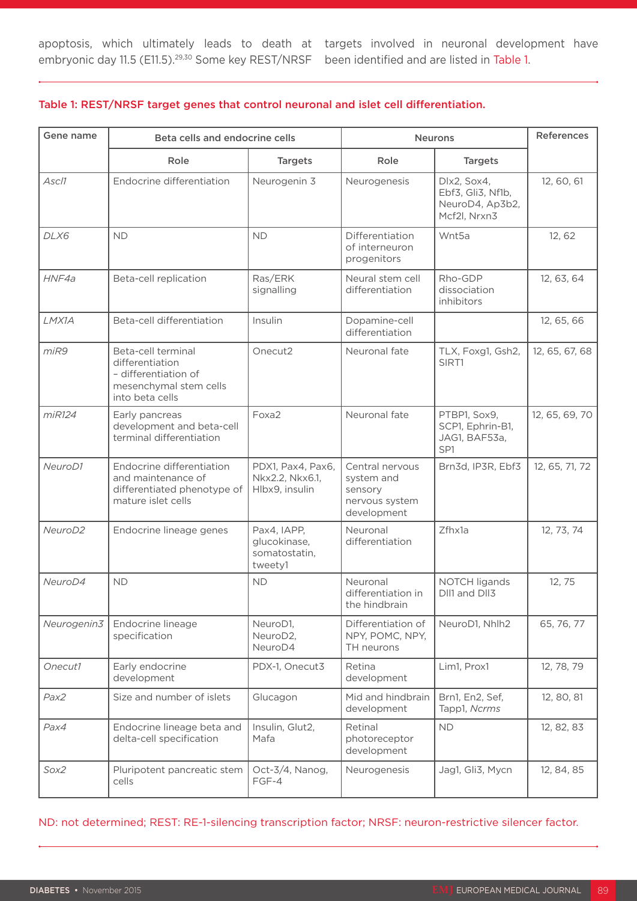apoptosis, which ultimately leads to death at embryonic day 11.5 (E11.5).[29,30] Some key REST/NRSF targets involved in neuronal development have been identified and are listed in Table 1.

**Table 1: REST/NRSF target genes that control neuronal and islet cell differentiation.**

| Gene name | Beta cells and endocrine cells | | Neurons | | References |
|---|---|---|---|---|---|
| | Role | Targets | Role | Targets | |
| *Ascl1* | Endocrine differentiation | Neurogenin 3 | Neurogenesis | Dlx2, Sox4, Ebf3, Gli3, Nf1b, NeuroD4, Ap3b2, Mcf2l, Nrxn3 | 12, 60, 61 |
| *DLX6* | ND | ND | Differentiation of interneuron progenitors | Wnt5a | 12, 62 |
| *HNF4a* | Beta-cell replication | Ras/ERK signalling | Neural stem cell differentiation | Rho-GDP dissociation inhibitors | 12, 63, 64 |
| *LMX1A* | Beta-cell differentiation | Insulin | Dopamine-cell differentiation | | 12, 65, 66 |
| *miR9* | Beta-cell terminal differentiation – differentiation of mesenchymal stem cells into beta cells | Onecut2 | Neuronal fate | TLX, Foxg1, Gsh2, SIRT1 | 12, 65, 67, 68 |
| *miR124* | Early pancreas development and beta-cell terminal differentiation | Foxa2 | Neuronal fate | PTBP1, Sox9, SCP1, Ephrin-B1, JAG1, BAF53a, SP1 | 12, 65, 69, 70 |
| *NeuroD1* | Endocrine differentiation and maintenance of differentiated phenotype of mature islet cells | PDX1, Pax4, Pax6, Nkx2.2, Nkx6.1, Hlbx9, insulin | Central nervous system and sensory nervous system development | Brn3d, IP3R, Ebf3 | 12, 65, 71, 72 |
| *NeuroD2* | Endocrine lineage genes | Pax4, IAPP, glucokinase, somatostatin, tweety1 | Neuronal differentiation | Zfhx1a | 12, 73, 74 |
| *NeuroD4* | ND | ND | Neuronal differentiation in the hindbrain | NOTCH ligands Dll1 and Dll3 | 12, 75 |
| *Neurogenin3* | Endocrine lineage specification | NeuroD1, NeuroD2, NeuroD4 | Differentiation of NPY, POMC, NPY, TH neurons | NeuroD1, Nhlh2 | 65, 76, 77 |
| *Onecut1* | Early endocrine development | PDX-1, Onecut3 | Retina development | Lim1, Prox1 | 12, 78, 79 |
| *Pax2* | Size and number of islets | Glucagon | Mid and hindbrain development | Brn1, En2, Sef, Tapp1, *Ncrms* | 12, 80, 81 |
| *Pax4* | Endocrine lineage beta and delta-cell specification | Insulin, Glut2, Mafa | Retinal photoreceptor development | ND | 12, 82, 83 |
| *Sox2* | Pluripotent pancreatic stem cells | Oct-3/4, Nanog, FGF-4 | Neurogenesis | Jag1, Gli3, Mycn | 12, 84, 85 |

ND: not determined; REST: RE-1-silencing transcription factor; NRSF: neuron-restrictive silencer factor.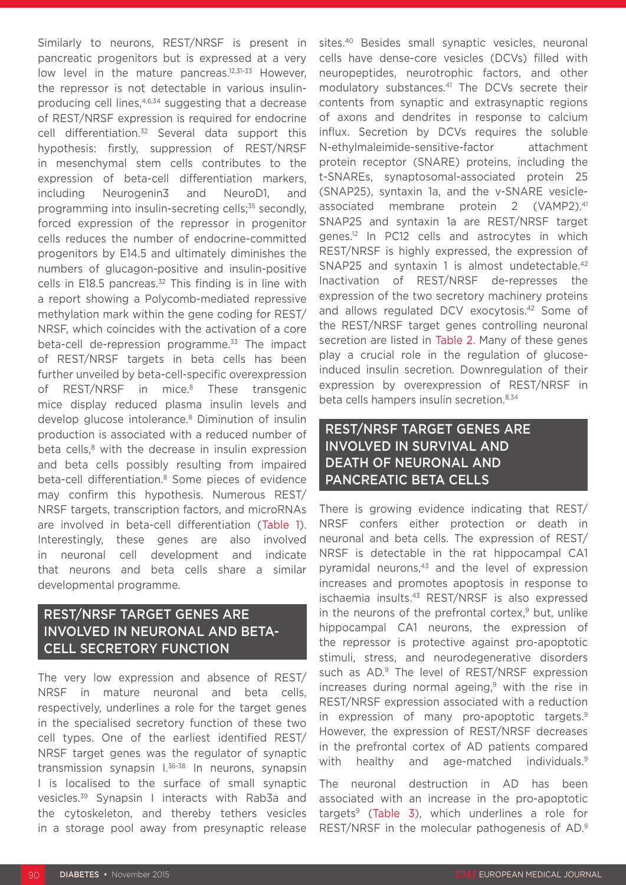Similarly to neurons, REST/NRSF is present in pancreatic progenitors but is expressed at a very low level in the mature pancreas.[12,31-33] However, the repressor is not detectable in various insulin-producing cell lines,[4,6,34] suggesting that a decrease of REST/NRSF expression is required for endocrine cell differentiation.[32] Several data support this hypothesis: firstly, suppression of REST/NRSF in mesenchymal stem cells contributes to the expression of beta-cell differentiation markers, including Neurogenin3 and NeuroD1, and programming into insulin-secreting cells;[35] secondly, forced expression of the repressor in progenitor cells reduces the number of endocrine-committed progenitors by E14.5 and ultimately diminishes the numbers of glucagon-positive and insulin-positive cells in E18.5 pancreas.[32] This finding is in line with a report showing a Polycomb-mediated repressive methylation mark within the gene coding for REST/NRSF, which coincides with the activation of a core beta-cell de-repression programme.[33] The impact of REST/NRSF targets in beta cells has been further unveiled by beta-cell-specific overexpression of REST/NRSF in mice.[8] These transgenic mice display reduced plasma insulin levels and develop glucose intolerance.[8] Diminution of insulin production is associated with a reduced number of beta cells,[8] with the decrease in insulin expression and beta cells possibly resulting from impaired beta-cell differentiation.[8] Some pieces of evidence may confirm this hypothesis. Numerous REST/NRSF targets, transcription factors, and microRNAs are involved in beta-cell differentiation (Table 1). Interestingly, these genes are also involved in neuronal cell development and indicate that neurons and beta cells share a similar developmental programme.

## REST/NRSF TARGET GENES ARE INVOLVED IN NEURONAL AND BETA-CELL SECRETORY FUNCTION

The very low expression and absence of REST/NRSF in mature neuronal and beta cells, respectively, underlines a role for the target genes in the specialised secretory function of these two cell types. One of the earliest identified REST/NRSF target genes was the regulator of synaptic transmission synapsin I.[36-38] In neurons, synapsin I is localised to the surface of small synaptic vesicles.[39] Synapsin I interacts with Rab3a and the cytoskeleton, and thereby tethers vesicles in a storage pool away from presynaptic release sites.[40] Besides small synaptic vesicles, neuronal cells have dense-core vesicles (DCVs) filled with neuropeptides, neurotrophic factors, and other modulatory substances.[41] The DCVs secrete their contents from synaptic and extrasynaptic regions of axons and dendrites in response to calcium influx. Secretion by DCVs requires the soluble N-ethylmaleimide-sensitive-factor attachment protein receptor (SNARE) proteins, including the t-SNAREs, synaptosomal-associated protein 25 (SNAP25), syntaxin 1a, and the v-SNARE vesicle-associated membrane protein 2 (VAMP2).[41] SNAP25 and syntaxin 1a are REST/NRSF target genes.[12] In PC12 cells and astrocytes in which REST/NRSF is highly expressed, the expression of SNAP25 and syntaxin 1 is almost undetectable.[42] Inactivation of REST/NRSF de-represses the expression of the two secretory machinery proteins and allows regulated DCV exocytosis.[42] Some of the REST/NRSF target genes controlling neuronal secretion are listed in Table 2. Many of these genes play a crucial role in the regulation of glucose-induced insulin secretion. Downregulation of their expression by overexpression of REST/NRSF in beta cells hampers insulin secretion.[8,34]

## REST/NRSF TARGET GENES ARE INVOLVED IN SURVIVAL AND DEATH OF NEURONAL AND PANCREATIC BETA CELLS

There is growing evidence indicating that REST/NRSF confers either protection or death in neuronal and beta cells. The expression of REST/NRSF is detectable in the rat hippocampal CA1 pyramidal neurons,[43] and the level of expression increases and promotes apoptosis in response to ischaemia insults.[43] REST/NRSF is also expressed in the neurons of the prefrontal cortex,[9] but, unlike hippocampal CA1 neurons, the expression of the repressor is protective against pro-apoptotic stimuli, stress, and neurodegenerative disorders such as AD.[9] The level of REST/NRSF expression increases during normal ageing,[9] with the rise in REST/NRSF expression associated with a reduction in expression of many pro-apoptotic targets.[9] However, the expression of REST/NRSF decreases in the prefrontal cortex of AD patients compared with healthy and age-matched individuals.[9]

The neuronal destruction in AD has been associated with an increase in the pro-apoptotic targets[9] (Table 3), which underlines a role for REST/NRSF in the molecular pathogenesis of AD.[9]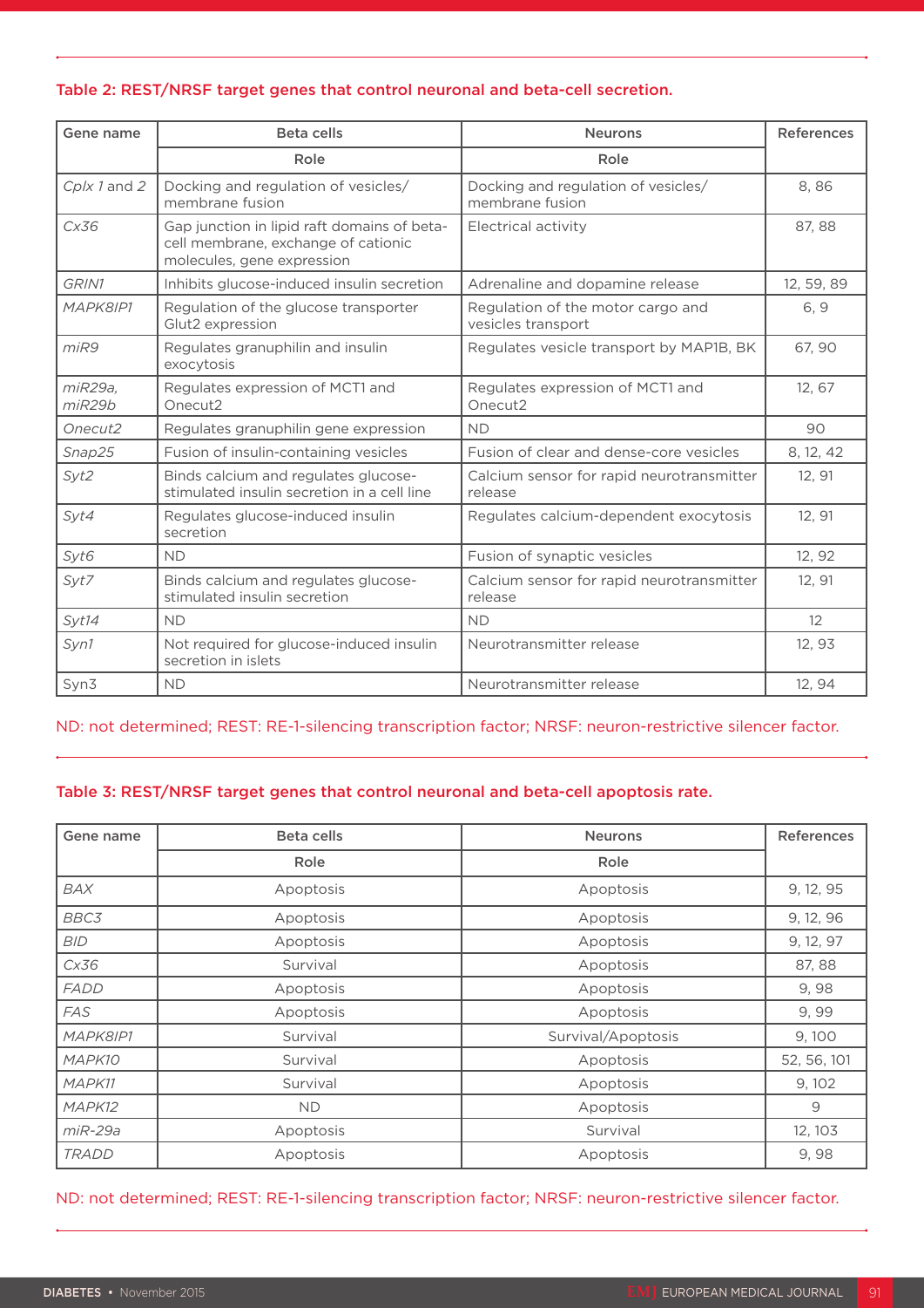**Table 2: REST/NRSF target genes that control neuronal and beta-cell secretion.**

| Gene name | Beta cells | Neurons | References |
|---|---|---|---|
| | Role | Role | |
| *Cplx 1* and *2* | Docking and regulation of vesicles/ membrane fusion | Docking and regulation of vesicles/ membrane fusion | 8, 86 |
| *Cx36* | Gap junction in lipid raft domains of beta-cell membrane, exchange of cationic molecules, gene expression | Electrical activity | 87, 88 |
| *GRIN1* | Inhibits glucose-induced insulin secretion | Adrenaline and dopamine release | 12, 59, 89 |
| *MAPK8IP1* | Regulation of the glucose transporter Glut2 expression | Regulation of the motor cargo and vesicles transport | 6, 9 |
| *miR9* | Regulates granuphilin and insulin exocytosis | Regulates vesicle transport by MAP1B, BK | 67, 90 |
| *miR29a, miR29b* | Regulates expression of MCT1 and Onecut2 | Regulates expression of MCT1 and Onecut2 | 12, 67 |
| *Onecut2* | Regulates granuphilin gene expression | ND | 90 |
| *Snap25* | Fusion of insulin-containing vesicles | Fusion of clear and dense-core vesicles | 8, 12, 42 |
| *Syt2* | Binds calcium and regulates glucose-stimulated insulin secretion in a cell line | Calcium sensor for rapid neurotransmitter release | 12, 91 |
| *Syt4* | Regulates glucose-induced insulin secretion | Regulates calcium-dependent exocytosis | 12, 91 |
| *Syt6* | ND | Fusion of synaptic vesicles | 12, 92 |
| *Syt7* | Binds calcium and regulates glucose-stimulated insulin secretion | Calcium sensor for rapid neurotransmitter release | 12, 91 |
| *Syt14* | ND | ND | 12 |
| *Syn1* | Not required for glucose-induced insulin secretion in islets | Neurotransmitter release | 12, 93 |
| Syn3 | ND | Neurotransmitter release | 12, 94 |

ND: not determined; REST: RE-1-silencing transcription factor; NRSF: neuron-restrictive silencer factor.

**Table 3: REST/NRSF target genes that control neuronal and beta-cell apoptosis rate.**

| Gene name | Beta cells | Neurons | References |
|---|---|---|---|
| | Role | Role | |
| *BAX* | Apoptosis | Apoptosis | 9, 12, 95 |
| *BBC3* | Apoptosis | Apoptosis | 9, 12, 96 |
| *BID* | Apoptosis | Apoptosis | 9, 12, 97 |
| *Cx36* | Survival | Apoptosis | 87, 88 |
| *FADD* | Apoptosis | Apoptosis | 9, 98 |
| *FAS* | Apoptosis | Apoptosis | 9, 99 |
| *MAPK8IP1* | Survival | Survival/Apoptosis | 9, 100 |
| *MAPK10* | Survival | Apoptosis | 52, 56, 101 |
| *MAPK11* | Survival | Apoptosis | 9, 102 |
| *MAPK12* | ND | Apoptosis | 9 |
| *miR-29a* | Apoptosis | Survival | 12, 103 |
| *TRADD* | Apoptosis | Apoptosis | 9, 98 |

ND: not determined; REST: RE-1-silencing transcription factor; NRSF: neuron-restrictive silencer factor.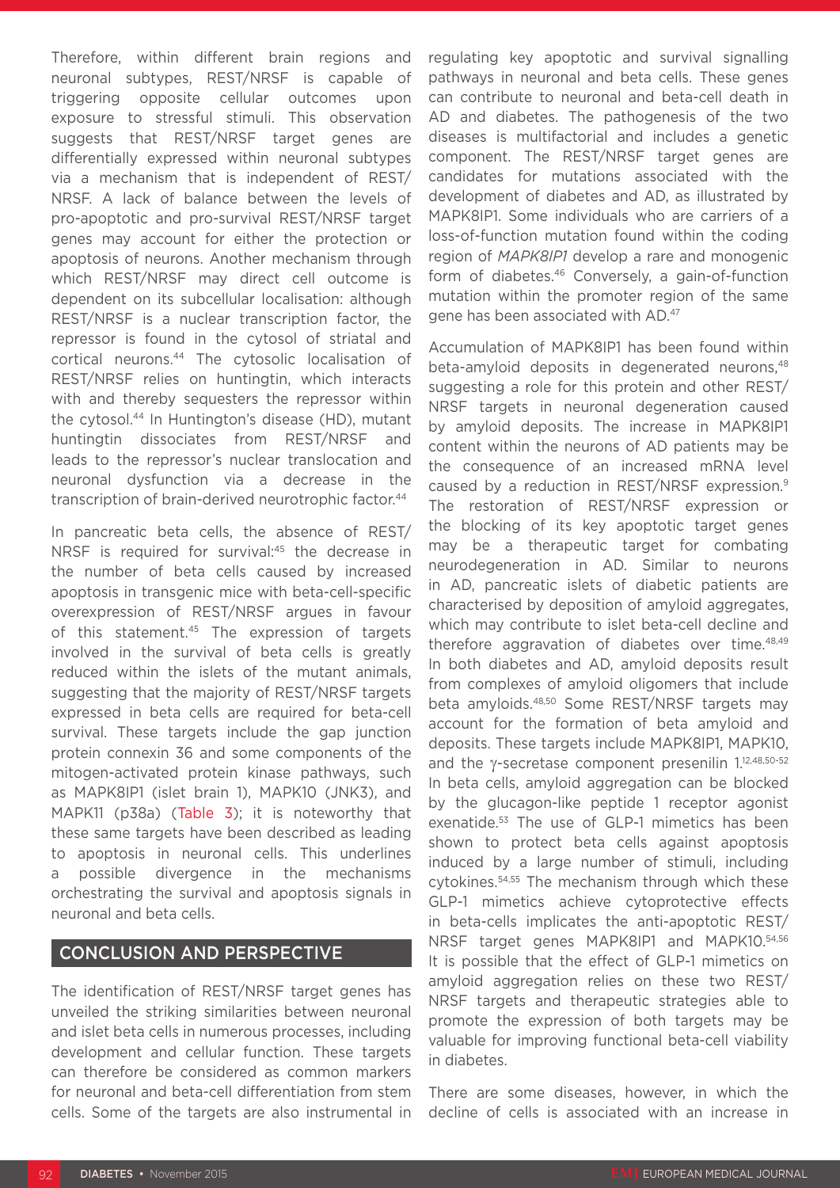Therefore, within different brain regions and neuronal subtypes, REST/NRSF is capable of triggering opposite cellular outcomes upon exposure to stressful stimuli. This observation suggests that REST/NRSF target genes are differentially expressed within neuronal subtypes via a mechanism that is independent of REST/NRSF. A lack of balance between the levels of pro-apoptotic and pro-survival REST/NRSF target genes may account for either the protection or apoptosis of neurons. Another mechanism through which REST/NRSF may direct cell outcome is dependent on its subcellular localisation: although REST/NRSF is a nuclear transcription factor, the repressor is found in the cytosol of striatal and cortical neurons.[44] The cytosolic localisation of REST/NRSF relies on huntingtin, which interacts with and thereby sequesters the repressor within the cytosol.[44] In Huntington's disease (HD), mutant huntingtin dissociates from REST/NRSF and leads to the repressor's nuclear translocation and neuronal dysfunction via a decrease in the transcription of brain-derived neurotrophic factor.[44]

In pancreatic beta cells, the absence of REST/NRSF is required for survival:[45] the decrease in the number of beta cells caused by increased apoptosis in transgenic mice with beta-cell-specific overexpression of REST/NRSF argues in favour of this statement.[45] The expression of targets involved in the survival of beta cells is greatly reduced within the islets of the mutant animals, suggesting that the majority of REST/NRSF targets expressed in beta cells are required for beta-cell survival. These targets include the gap junction protein connexin 36 and some components of the mitogen-activated protein kinase pathways, such as MAPK8IP1 (islet brain 1), MAPK10 (JNK3), and MAPK11 (p38a) (Table 3); it is noteworthy that these same targets have been described as leading to apoptosis in neuronal cells. This underlines a possible divergence in the mechanisms orchestrating the survival and apoptosis signals in neuronal and beta cells.

## CONCLUSION AND PERSPECTIVE

The identification of REST/NRSF target genes has unveiled the striking similarities between neuronal and islet beta cells in numerous processes, including development and cellular function. These targets can therefore be considered as common markers for neuronal and beta-cell differentiation from stem cells. Some of the targets are also instrumental in regulating key apoptotic and survival signalling pathways in neuronal and beta cells. These genes can contribute to neuronal and beta-cell death in AD and diabetes. The pathogenesis of the two diseases is multifactorial and includes a genetic component. The REST/NRSF target genes are candidates for mutations associated with the development of diabetes and AD, as illustrated by MAPK8IP1. Some individuals who are carriers of a loss-of-function mutation found within the coding region of *MAPK8IP1* develop a rare and monogenic form of diabetes.[46] Conversely, a gain-of-function mutation within the promoter region of the same gene has been associated with AD.[47]

Accumulation of MAPK8IP1 has been found within beta-amyloid deposits in degenerated neurons,[48] suggesting a role for this protein and other REST/NRSF targets in neuronal degeneration caused by amyloid deposits. The increase in MAPK8IP1 content within the neurons of AD patients may be the consequence of an increased mRNA level caused by a reduction in REST/NRSF expression.[9] The restoration of REST/NRSF expression or the blocking of its key apoptotic target genes may be a therapeutic target for combating neurodegeneration in AD. Similar to neurons in AD, pancreatic islets of diabetic patients are characterised by deposition of amyloid aggregates, which may contribute to islet beta-cell decline and therefore aggravation of diabetes over time.[48,49] In both diabetes and AD, amyloid deposits result from complexes of amyloid oligomers that include beta amyloids.[48,50] Some REST/NRSF targets may account for the formation of beta amyloid and deposits. These targets include MAPK8IP1, MAPK10, and the γ-secretase component presenilin 1.[12,48,50-52] In beta cells, amyloid aggregation can be blocked by the glucagon-like peptide 1 receptor agonist exenatide.[53] The use of GLP-1 mimetics has been shown to protect beta cells against apoptosis induced by a large number of stimuli, including cytokines.[54,55] The mechanism through which these GLP-1 mimetics achieve cytoprotective effects in beta-cells implicates the anti-apoptotic REST/NRSF target genes MAPK8IP1 and MAPK10.[54,56] It is possible that the effect of GLP-1 mimetics on amyloid aggregation relies on these two REST/NRSF targets and therapeutic strategies able to promote the expression of both targets may be valuable for improving functional beta-cell viability in diabetes.

There are some diseases, however, in which the decline of cells is associated with an increase in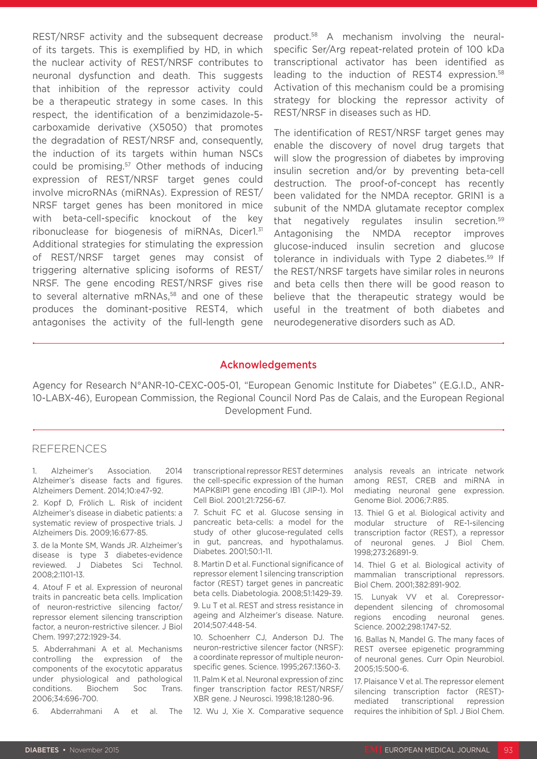REST/NRSF activity and the subsequent decrease of its targets. This is exemplified by HD, in which the nuclear activity of REST/NRSF contributes to neuronal dysfunction and death. This suggests that inhibition of the repressor activity could be a therapeutic strategy in some cases. In this respect, the identification of a benzimidazole-5-carboxamide derivative (X5050) that promotes the degradation of REST/NRSF and, consequently, the induction of its targets within human NSCs could be promising.[57] Other methods of inducing expression of REST/NRSF target genes could involve microRNAs (miRNAs). Expression of REST/NRSF target genes has been monitored in mice with beta-cell-specific knockout of the key ribonuclease for biogenesis of miRNAs, Dicer1.[31] Additional strategies for stimulating the expression of REST/NRSF target genes may consist of triggering alternative splicing isoforms of REST/NRSF. The gene encoding REST/NRSF gives rise to several alternative mRNAs,[58] and one of these produces the dominant-positive REST4, which antagonises the activity of the full-length gene product.[58] A mechanism involving the neural-specific Ser/Arg repeat-related protein of 100 kDa transcriptional activator has been identified as leading to the induction of REST4 expression.[58] Activation of this mechanism could be a promising strategy for blocking the repressor activity of REST/NRSF in diseases such as HD.

The identification of REST/NRSF target genes may enable the discovery of novel drug targets that will slow the progression of diabetes by improving insulin secretion and/or by preventing beta-cell destruction. The proof-of-concept has recently been validated for the NMDA receptor. GRIN1 is a subunit of the NMDA glutamate receptor complex that negatively regulates insulin secretion.[59] Antagonising the NMDA receptor improves glucose-induced insulin secretion and glucose tolerance in individuals with Type 2 diabetes.[59] If the REST/NRSF targets have similar roles in neurons and beta cells then there will be good reason to believe that the therapeutic strategy would be useful in the treatment of both diabetes and neurodegenerative disorders such as AD.

## Acknowledgements

Agency for Research N°ANR-10-CEXC-005-01, "European Genomic Institute for Diabetes" (E.G.I.D., ANR-10-LABX-46), European Commission, the Regional Council Nord Pas de Calais, and the European Regional Development Fund.

## REFERENCES

1. Alzheimer's Association. 2014 Alzheimer's disease facts and figures. Alzheimers Dement. 2014;10:e47-92.
2. Kopf D, Frölich L. Risk of incident Alzheimer's disease in diabetic patients: a systematic review of prospective trials. J Alzheimers Dis. 2009;16:677-85.
3. de la Monte SM, Wands JR. Alzheimer's disease is type 3 diabetes-evidence reviewed. J Diabetes Sci Technol. 2008;2:1101-13.
4. Atouf F et al. Expression of neuronal traits in pancreatic beta cells. Implication of neuron-restrictive silencing factor/repressor element silencing transcription factor, a neuron-restrictive silencer. J Biol Chem. 1997;272:1929-34.
5. Abderrahmani A et al. Mechanisms controlling the expression of the components of the exocytotic apparatus under physiological and pathological conditions. Biochem Soc Trans. 2006;34:696-700.
6. Abderrahmani A et al. The transcriptional repressor REST determines the cell-specific expression of the human MAPK8IP1 gene encoding IB1 (JIP-1). Mol Cell Biol. 2001;21:7256-67.
7. Schuit FC et al. Glucose sensing in pancreatic beta-cells: a model for the study of other glucose-regulated cells in gut, pancreas, and hypothalamus. Diabetes. 2001;50:1-11.
8. Martin D et al. Functional significance of repressor element 1 silencing transcription factor (REST) target genes in pancreatic beta cells. Diabetologia. 2008;51:1429-39.
9. Lu T et al. REST and stress resistance in ageing and Alzheimer's disease. Nature. 2014;507:448-54.
10. Schoenherr CJ, Anderson DJ. The neuron-restrictive silencer factor (NRSF): a coordinate repressor of multiple neuron-specific genes. Science. 1995;267:1360-3.
11. Palm K et al. Neuronal expression of zinc finger transcription factor REST/NRSF/XBR gene. J Neurosci. 1998;18:1280-96.
12. Wu J, Xie X. Comparative sequence analysis reveals an intricate network among REST, CREB and miRNA in mediating neuronal gene expression. Genome Biol. 2006;7:R85.
13. Thiel G et al. Biological activity and modular structure of RE-1-silencing transcription factor (REST), a repressor of neuronal genes. J Biol Chem. 1998;273:26891-9.
14. Thiel G et al. Biological activity of mammalian transcriptional repressors. Biol Chem. 2001;382:891-902.
15. Lunyak VV et al. Corepressor-dependent silencing of chromosomal regions encoding neuronal genes. Science. 2002;298:1747-52.
16. Ballas N, Mandel G. The many faces of REST oversee epigenetic programming of neuronal genes. Curr Opin Neurobiol. 2005;15:500-6.
17. Plaisance V et al. The repressor element silencing transcription factor (REST)-mediated transcriptional repression requires the inhibition of Sp1. J Biol Chem.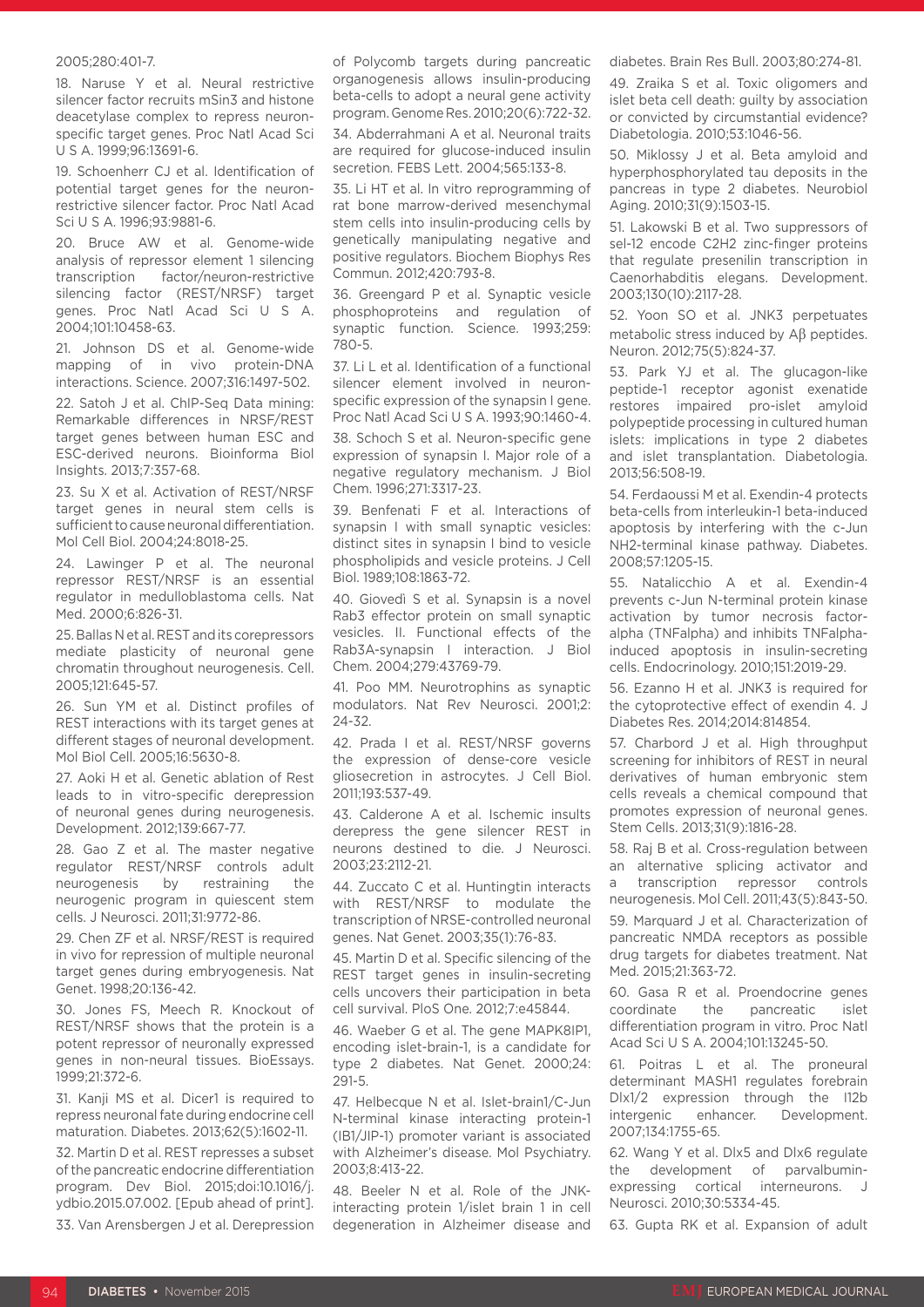2005;280:401-7.

18. Naruse Y et al. Neural restrictive silencer factor recruits mSin3 and histone deacetylase complex to repress neuron-specific target genes. Proc Natl Acad Sci U S A. 1999;96:13691-6.

19. Schoenherr CJ et al. Identification of potential target genes for the neuron-restrictive silencer factor. Proc Natl Acad Sci U S A. 1996;93:9881-6.

20. Bruce AW et al. Genome-wide analysis of repressor element 1 silencing transcription factor/neuron-restrictive silencing factor (REST/NRSF) target genes. Proc Natl Acad Sci U S A. 2004;101:10458-63.

21. Johnson DS et al. Genome-wide mapping of in vivo protein-DNA interactions. Science. 2007;316:1497-502.

22. Satoh J et al. ChIP-Seq Data mining: Remarkable differences in NRSF/REST target genes between human ESC and ESC-derived neurons. Bioinforma Biol Insights. 2013;7:357-68.

23. Su X et al. Activation of REST/NRSF target genes in neural stem cells is sufficient to cause neuronal differentiation. Mol Cell Biol. 2004;24:8018-25.

24. Lawinger P et al. The neuronal repressor REST/NRSF is an essential regulator in medulloblastoma cells. Nat Med. 2000;6:826-31.

25. Ballas N et al. REST and its corepressors mediate plasticity of neuronal gene chromatin throughout neurogenesis. Cell. 2005;121:645-57.

26. Sun YM et al. Distinct profiles of REST interactions with its target genes at different stages of neuronal development. Mol Biol Cell. 2005;16:5630-8.

27. Aoki H et al. Genetic ablation of Rest leads to in vitro-specific derepression of neuronal genes during neurogenesis. Development. 2012;139:667-77.

28. Gao Z et al. The master negative regulator REST/NRSF controls adult neurogenesis by restraining the neurogenic program in quiescent stem cells. J Neurosci. 2011;31:9772-86.

29. Chen ZF et al. NRSF/REST is required in vivo for repression of multiple neuronal target genes during embryogenesis. Nat Genet. 1998;20:136-42.

30. Jones FS, Meech R. Knockout of REST/NRSF shows that the protein is a potent repressor of neuronally expressed genes in non-neural tissues. BioEssays. 1999;21:372-6.

31. Kanji MS et al. Dicer1 is required to repress neuronal fate during endocrine cell maturation. Diabetes. 2013;62(5):1602-11.

32. Martin D et al. REST represses a subset of the pancreatic endocrine differentiation program. Dev Biol. 2015;doi:10.1016/j.ydbio.2015.07.002. [Epub ahead of print].

33. Van Arensbergen J et al. Derepression of Polycomb targets during pancreatic organogenesis allows insulin-producing beta-cells to adopt a neural gene activity program. Genome Res. 2010;20(6):722-32.

34. Abderrahmani A et al. Neuronal traits are required for glucose-induced insulin secretion. FEBS Lett. 2004;565:133-8.

35. Li HT et al. In vitro reprogramming of rat bone marrow-derived mesenchymal stem cells into insulin-producing cells by genetically manipulating negative and positive regulators. Biochem Biophys Res Commun. 2012;420:793-8.

36. Greengard P et al. Synaptic vesicle phosphoproteins and regulation of synaptic function. Science. 1993;259: 780-5.

37. Li L et al. Identification of a functional silencer element involved in neuron-specific expression of the synapsin I gene. Proc Natl Acad Sci U S A. 1993;90:1460-4.

38. Schoch S et al. Neuron-specific gene expression of synapsin I. Major role of a negative regulatory mechanism. J Biol Chem. 1996;271:3317-23.

39. Benfenati F et al. Interactions of synapsin I with small synaptic vesicles: distinct sites in synapsin I bind to vesicle phospholipids and vesicle proteins. J Cell Biol. 1989;108:1863-72.

40. Giovedì S et al. Synapsin is a novel Rab3 effector protein on small synaptic vesicles. II. Functional effects of the Rab3A-synapsin I interaction. J Biol Chem. 2004;279:43769-79.

41. Poo MM. Neurotrophins as synaptic modulators. Nat Rev Neurosci. 2001;2: 24-32.

42. Prada I et al. REST/NRSF governs the expression of dense-core vesicle gliosecretion in astrocytes. J Cell Biol. 2011;193:537-49.

43. Calderone A et al. Ischemic insults derepress the gene silencer REST in neurons destined to die. J Neurosci. 2003;23:2112-21.

44. Zuccato C et al. Huntingtin interacts with REST/NRSF to modulate the transcription of NRSE-controlled neuronal genes. Nat Genet. 2003;35(1):76-83.

45. Martin D et al. Specific silencing of the REST target genes in insulin-secreting cells uncovers their participation in beta cell survival. PloS One. 2012;7:e45844.

46. Waeber G et al. The gene MAPK8IP1, encoding islet-brain-1, is a candidate for type 2 diabetes. Nat Genet. 2000;24: 291-5.

47. Helbecque N et al. Islet-brain1/C-Jun N-terminal kinase interacting protein-1 (IB1/JIP-1) promoter variant is associated with Alzheimer's disease. Mol Psychiatry. 2003;8:413-22.

48. Beeler N et al. Role of the JNK-interacting protein 1/islet brain 1 in cell degeneration in Alzheimer disease and diabetes. Brain Res Bull. 2003;80:274-81.

49. Zraika S et al. Toxic oligomers and islet beta cell death: guilty by association or convicted by circumstantial evidence? Diabetologia. 2010;53:1046-56.

50. Miklossy J et al. Beta amyloid and hyperphosphorylated tau deposits in the pancreas in type 2 diabetes. Neurobiol Aging. 2010;31(9):1503-15.

51. Lakowski B et al. Two suppressors of sel-12 encode C2H2 zinc-finger proteins that regulate presenilin transcription in Caenorhabditis elegans. Development. 2003;130(10):2117-28.

52. Yoon SO et al. JNK3 perpetuates metabolic stress induced by Aβ peptides. Neuron. 2012;75(5):824-37.

53. Park YJ et al. The glucagon-like peptide-1 receptor agonist exenatide restores impaired pro-islet amyloid polypeptide processing in cultured human islets: implications in type 2 diabetes and islet transplantation. Diabetologia. 2013;56:508-19.

54. Ferdaoussi M et al. Exendin-4 protects beta-cells from interleukin-1 beta-induced apoptosis by interfering with the c-Jun NH2-terminal kinase pathway. Diabetes. 2008;57:1205-15.

55. Natalicchio A et al. Exendin-4 prevents c-Jun N-terminal protein kinase activation by tumor necrosis factor-alpha (TNFalpha) and inhibits TNFalpha-induced apoptosis in insulin-secreting cells. Endocrinology. 2010;151:2019-29.

56. Ezanno H et al. JNK3 is required for the cytoprotective effect of exendin 4. J Diabetes Res. 2014;2014:814854.

57. Charbord J et al. High throughput screening for inhibitors of REST in neural derivatives of human embryonic stem cells reveals a chemical compound that promotes expression of neuronal genes. Stem Cells. 2013;31(9):1816-28.

58. Raj B et al. Cross-regulation between an alternative splicing activator and a transcription repressor controls neurogenesis. Mol Cell. 2011;43(5):843-50.

59. Marquard J et al. Characterization of pancreatic NMDA receptors as possible drug targets for diabetes treatment. Nat Med. 2015;21:363-72.

60. Gasa R et al. Proendocrine genes coordinate the pancreatic islet differentiation program in vitro. Proc Natl Acad Sci U S A. 2004;101:13245-50.

61. Poitras L et al. The proneural determinant MASH1 regulates forebrain Dlx1/2 expression through the I12b intergenic enhancer. Development. 2007;134:1755-65.

62. Wang Y et al. Dlx5 and Dlx6 regulate the development of parvalbumin-expressing cortical interneurons. J Neurosci. 2010;30:5334-45.

63. Gupta RK et al. Expansion of adult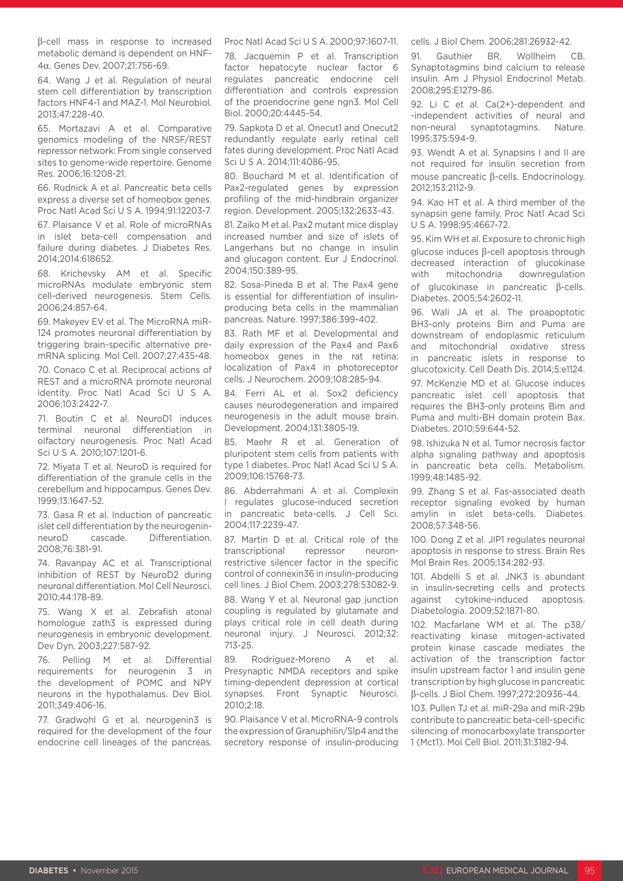β-cell mass in response to increased metabolic demand is dependent on HNF-4α. Genes Dev. 2007;21:756-69.

64. Wang J et al. Regulation of neural stem cell differentiation by transcription factors HNF4-1 and MAZ-1. Mol Neurobiol. 2013;47:228-40.

65. Mortazavi A et al. Comparative genomics modeling of the NRSF/REST repressor network: From single conserved sites to genome-wide repertoire. Genome Res. 2006;16:1208-21.

66. Rudnick A et al. Pancreatic beta cells express a diverse set of homeobox genes. Proc Natl Acad Sci U S A. 1994;91:12203-7.

67. Plaisance V et al. Role of microRNAs in islet beta-cell compensation and failure during diabetes. J Diabetes Res. 2014;2014:618652.

68. Krichevsky AM et al. Specific microRNAs modulate embryonic stem cell-derived neurogenesis. Stem Cells. 2006;24:857-64.

69. Makeyev EV et al. The MicroRNA miR-124 promotes neuronal differentiation by triggering brain-specific alternative pre-mRNA splicing. Mol Cell. 2007;27:435-48.

70. Conaco C et al. Reciprocal actions of REST and a microRNA promote neuronal identity. Proc Natl Acad Sci U S A. 2006;103:2422-7.

71. Boutin C et al. NeuroD1 induces terminal neuronal differentiation in olfactory neurogenesis. Proc Natl Acad Sci U S A. 2010;107:1201-6.

72. Miyata T et al. NeuroD is required for differentiation of the granule cells in the cerebellum and hippocampus. Genes Dev. 1999;13:1647-52.

73. Gasa R et al. Induction of pancreatic islet cell differentiation by the neurogenin-neuroD cascade. Differentiation. 2008;76:381-91.

74. Ravanpay AC et al. Transcriptional inhibition of REST by NeuroD2 during neuronal differentiation. Mol Cell Neurosci. 2010;44:178-89.

75. Wang X et al. Zebrafish atonal homologue zath3 is expressed during neurogenesis in embryonic development. Dev Dyn. 2003;227:587-92.

76. Pelling M et al. Differential requirements for neurogenin 3 in the development of POMC and NPY neurons in the hypothalamus. Dev Biol. 2011;349:406-16.

77. Gradwohl G et al. neurogenin3 is required for the development of the four endocrine cell lineages of the pancreas. Proc Natl Acad Sci U S A. 2000;97:1607-11.

78. Jacquemin P et al. Transcription factor hepatocyte nuclear factor 6 regulates pancreatic endocrine cell differentiation and controls expression of the proendocrine gene ngn3. Mol Cell Biol. 2000;20:4445-54.

79. Sapkota D et al. Onecut1 and Onecut2 redundantly regulate early retinal cell fates during development. Proc Natl Acad Sci U S A. 2014;111:4086-95.

80. Bouchard M et al. Identification of Pax2-regulated genes by expression profiling of the mid-hindbrain organizer region. Development. 2005;132:2633-43.

81. Zaiko M et al. Pax2 mutant mice display increased number and size of islets of Langerhans but no change in insulin and glucagon content. Eur J Endocrinol. 2004;150:389-95.

82. Sosa-Pineda B et al. The Pax4 gene is essential for differentiation of insulin-producing beta cells in the mammalian pancreas. Nature. 1997;386:399-402.

83. Rath MF et al. Developmental and daily expression of the Pax4 and Pax6 homeobox genes in the rat retina: localization of Pax4 in photoreceptor cells. J Neurochem. 2009;108:285-94.

84. Ferri AL et al. Sox2 deficiency causes neurodegeneration and impaired neurogenesis in the adult mouse brain. Development. 2004;131:3805-19.

85. Maehr R et al. Generation of pluripotent stem cells from patients with type 1 diabetes. Proc Natl Acad Sci U S A. 2009;106:15768-73.

86. Abderrahmani A et al. Complexin I regulates glucose-induced secretion in pancreatic beta-cells. J Cell Sci. 2004;117:2239-47.

87. Martin D et al. Critical role of the transcriptional repressor neuron-restrictive silencer factor in the specific control of connexin36 in insulin-producing cell lines. J Biol Chem. 2003;278:53082-9.

88. Wang Y et al. Neuronal gap junction coupling is regulated by glutamate and plays critical role in cell death during neuronal injury. J Neurosci. 2012;32:713-25.

89. Rodríguez-Moreno A et al. Presynaptic NMDA receptors and spike timing-dependent depression at cortical synapses. Front Synaptic Neurosci. 2010;2:18.

90. Plaisance V et al. MicroRNA-9 controls the expression of Granuphilin/Slp4 and the secretory response of insulin-producing cells. J Biol Chem. 2006;281:26932-42.

91. Gauthier BR, Wollheim CB. Synaptotagmins bind calcium to release insulin. Am J Physiol Endocrinol Metab. 2008;295:E1279-86.

92. Li C et al. Ca(2+)-dependent and -independent activities of neural and non-neural synaptotagmins. Nature. 1995;375:594-9.

93. Wendt A et al. Synapsins I and II are not required for insulin secretion from mouse pancreatic β-cells. Endocrinology. 2012;153:2112-9.

94. Kao HT et al. A third member of the synapsin gene family. Proc Natl Acad Sci U S A. 1998;95:4667-72.

95. Kim WH et al. Exposure to chronic high glucose induces β-cell apoptosis through decreased interaction of glucokinase with mitochondria downregulation of glucokinase in pancreatic β-cells. Diabetes. 2005;54:2602-11.

96. Wali JA et al. The proapoptotic BH3-only proteins Bim and Puma are downstream of endoplasmic reticulum and mitochondrial oxidative stress in pancreatic islets in response to glucotoxicity. Cell Death Dis. 2014;5:e1124.

97. McKenzie MD et al. Glucose induces pancreatic islet cell apoptosis that requires the BH3-only proteins Bim and Puma and multi-BH domain protein Bax. Diabetes. 2010;59:644-52.

98. Ishizuka N et al. Tumor necrosis factor alpha signaling pathway and apoptosis in pancreatic beta cells. Metabolism. 1999;48:1485-92.

99. Zhang S et al. Fas-associated death receptor signaling evoked by human amylin in islet beta-cells. Diabetes. 2008;57:348-56.

100. Dong Z et al. JIP1 regulates neuronal apoptosis in response to stress. Brain Res Mol Brain Res. 2005;134:282-93.

101. Abdelli S et al. JNK3 is abundant in insulin-secreting cells and protects against cytokine-induced apoptosis. Diabetologia. 2009;52:1871-80.

102. Macfarlane WM et al. The p38/reactivating kinase mitogen-activated protein kinase cascade mediates the activation of the transcription factor insulin upstream factor 1 and insulin gene transcription by high glucose in pancreatic β-cells. J Biol Chem. 1997;272:20936-44.

103. Pullen TJ et al. miR-29a and miR-29b contribute to pancreatic beta-cell-specific silencing of monocarboxylate transporter 1 (Mct1). Mol Cell Biol. 2011;31:3182-94.